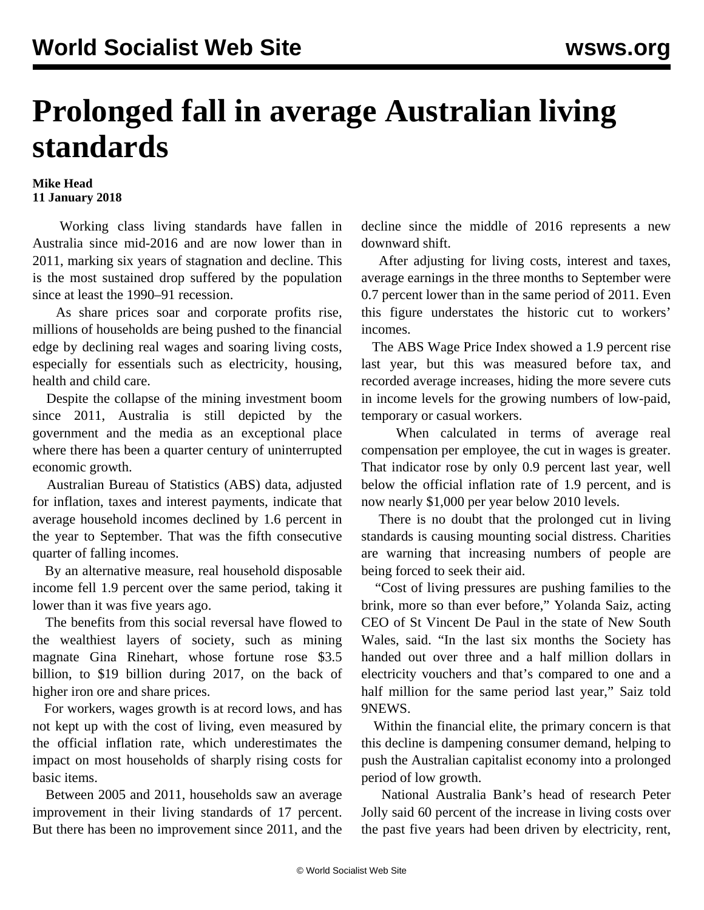# Prolonged fall in average Australian living standards

**Mike Head**
**11 January 2018**

Working class living standards have fallen in Australia since mid-2016 and are now lower than in 2011, marking six years of stagnation and decline. This is the most sustained drop suffered by the population since at least the 1990–91 recession.

As share prices soar and corporate profits rise, millions of households are being pushed to the financial edge by declining real wages and soaring living costs, especially for essentials such as electricity, housing, health and child care.

Despite the collapse of the mining investment boom since 2011, Australia is still depicted by the government and the media as an exceptional place where there has been a quarter century of uninterrupted economic growth.

Australian Bureau of Statistics (ABS) data, adjusted for inflation, taxes and interest payments, indicate that average household incomes declined by 1.6 percent in the year to September. That was the fifth consecutive quarter of falling incomes.

By an alternative measure, real household disposable income fell 1.9 percent over the same period, taking it lower than it was five years ago.

The benefits from this social reversal have flowed to the wealthiest layers of society, such as mining magnate Gina Rinehart, whose fortune rose $3.5 billion, to $19 billion during 2017, on the back of higher iron ore and share prices.

For workers, wages growth is at record lows, and has not kept up with the cost of living, even measured by the official inflation rate, which underestimates the impact on most households of sharply rising costs for basic items.

Between 2005 and 2011, households saw an average improvement in their living standards of 17 percent. But there has been no improvement since 2011, and the decline since the middle of 2016 represents a new downward shift.

After adjusting for living costs, interest and taxes, average earnings in the three months to September were 0.7 percent lower than in the same period of 2011. Even this figure understates the historic cut to workers' incomes.

The ABS Wage Price Index showed a 1.9 percent rise last year, but this was measured before tax, and recorded average increases, hiding the more severe cuts in income levels for the growing numbers of low-paid, temporary or casual workers.

When calculated in terms of average real compensation per employee, the cut in wages is greater. That indicator rose by only 0.9 percent last year, well below the official inflation rate of 1.9 percent, and is now nearly $1,000 per year below 2010 levels.

There is no doubt that the prolonged cut in living standards is causing mounting social distress. Charities are warning that increasing numbers of people are being forced to seek their aid.

"Cost of living pressures are pushing families to the brink, more so than ever before," Yolanda Saiz, acting CEO of St Vincent De Paul in the state of New South Wales, said. "In the last six months the Society has handed out over three and a half million dollars in electricity vouchers and that's compared to one and a half million for the same period last year," Saiz told 9NEWS.

Within the financial elite, the primary concern is that this decline is dampening consumer demand, helping to push the Australian capitalist economy into a prolonged period of low growth.

National Australia Bank's head of research Peter Jolly said 60 percent of the increase in living costs over the past five years had been driven by electricity, rent,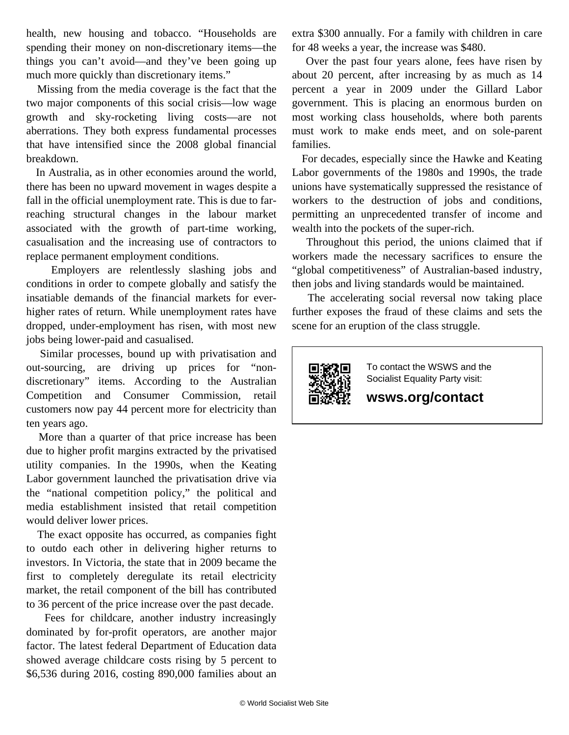health, new housing and tobacco. "Households are spending their money on non-discretionary items—the things you can't avoid—and they've been going up much more quickly than discretionary items."

Missing from the media coverage is the fact that the two major components of this social crisis—low wage growth and sky-rocketing living costs—are not aberrations. They both express fundamental processes that have intensified since the 2008 global financial breakdown.

In Australia, as in other economies around the world, there has been no upward movement in wages despite a fall in the official unemployment rate. This is due to far-reaching structural changes in the labour market associated with the growth of part-time working, casualisation and the increasing use of contractors to replace permanent employment conditions.

Employers are relentlessly slashing jobs and conditions in order to compete globally and satisfy the insatiable demands of the financial markets for ever-higher rates of return. While unemployment rates have dropped, under-employment has risen, with most new jobs being lower-paid and casualised.

Similar processes, bound up with privatisation and out-sourcing, are driving up prices for "non-discretionary" items. According to the Australian Competition and Consumer Commission, retail customers now pay 44 percent more for electricity than ten years ago.

More than a quarter of that price increase has been due to higher profit margins extracted by the privatised utility companies. In the 1990s, when the Keating Labor government launched the privatisation drive via the "national competition policy," the political and media establishment insisted that retail competition would deliver lower prices.

The exact opposite has occurred, as companies fight to outdo each other in delivering higher returns to investors. In Victoria, the state that in 2009 became the first to completely deregulate its retail electricity market, the retail component of the bill has contributed to 36 percent of the price increase over the past decade.

Fees for childcare, another industry increasingly dominated by for-profit operators, are another major factor. The latest federal Department of Education data showed average childcare costs rising by 5 percent to $6,536 during 2016, costing 890,000 families about an extra $300 annually. For a family with children in care for 48 weeks a year, the increase was $480.

Over the past four years alone, fees have risen by about 20 percent, after increasing by as much as 14 percent a year in 2009 under the Gillard Labor government. This is placing an enormous burden on most working class households, where both parents must work to make ends meet, and on sole-parent families.

For decades, especially since the Hawke and Keating Labor governments of the 1980s and 1990s, the trade unions have systematically suppressed the resistance of workers to the destruction of jobs and conditions, permitting an unprecedented transfer of income and wealth into the pockets of the super-rich.

Throughout this period, the unions claimed that if workers made the necessary sacrifices to ensure the "global competitiveness" of Australian-based industry, then jobs and living standards would be maintained.

The accelerating social reversal now taking place further exposes the fraud of these claims and sets the scene for an eruption of the class struggle.

To contact the WSWS and the Socialist Equality Party visit:

**wsws.org/contact**